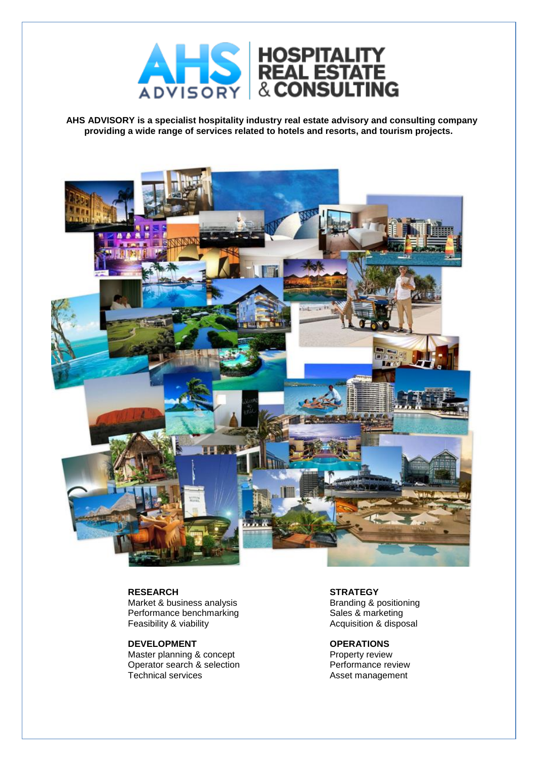# AHS ADVISORY

## HOSPITALITY REAL ESTATE & CONSULTING

**AHS ADVISORY is a specialist hospitality industry real estate advisory and consulting company providing a wide range of services related to hotels and resorts, and tourism projects.**

**RESEARCH**
Market & business analysis
Performance benchmarking
Feasibility & viability

**DEVELOPMENT**
Master planning & concept
Operator search & selection
Technical services

**STRATEGY**
Branding & positioning
Sales & marketing
Acquisition & disposal

**OPERATIONS**
Property review
Performance review
Asset management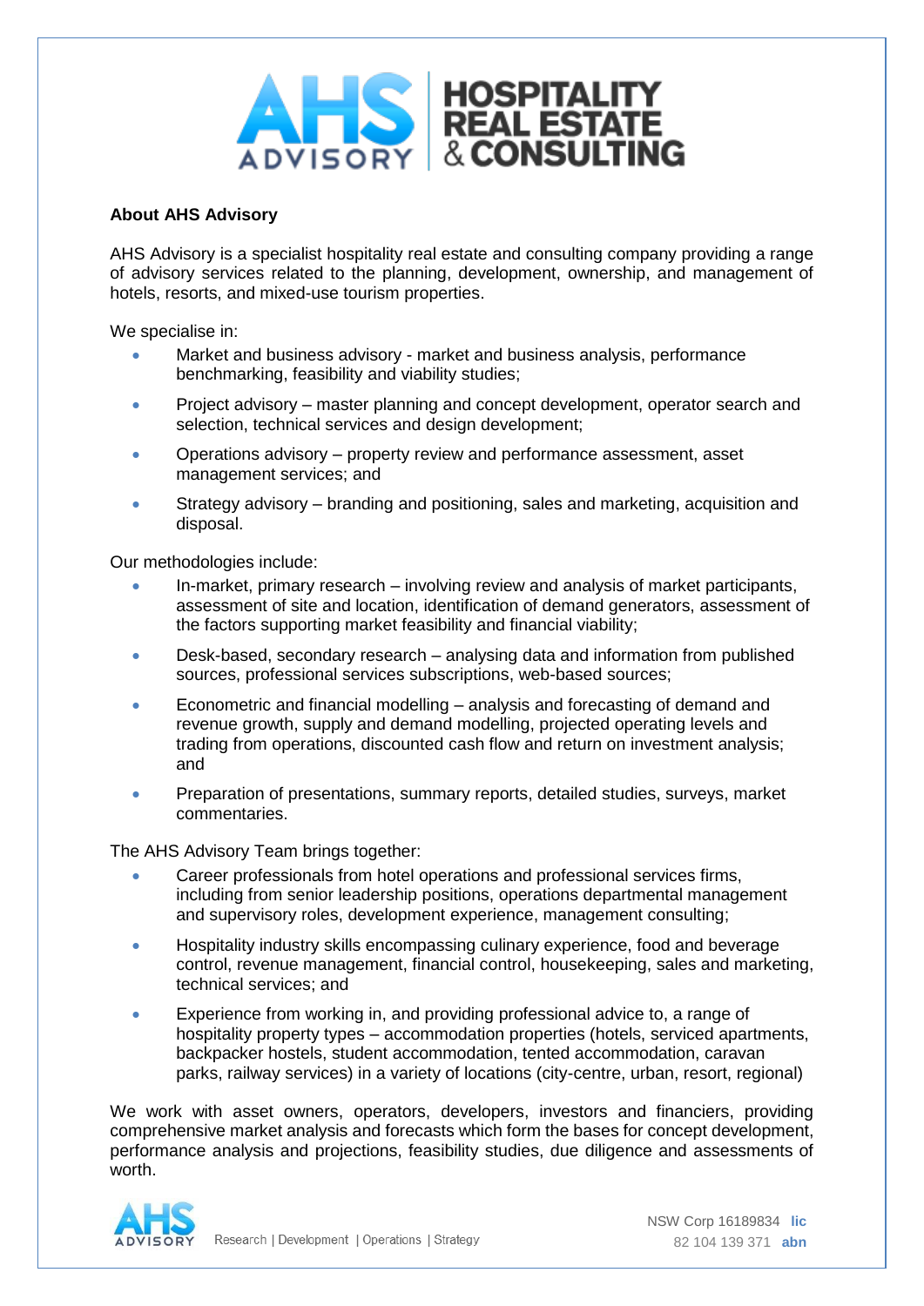## About AHS Advisory

AHS Advisory is a specialist hospitality real estate and consulting company providing a range of advisory services related to the planning, development, ownership, and management of hotels, resorts, and mixed-use tourism properties.

We specialise in:

- Market and business advisory - market and business analysis, performance benchmarking, feasibility and viability studies;
- Project advisory – master planning and concept development, operator search and selection, technical services and design development;
- Operations advisory – property review and performance assessment, asset management services; and
- Strategy advisory – branding and positioning, sales and marketing, acquisition and disposal.

Our methodologies include:

- In-market, primary research – involving review and analysis of market participants, assessment of site and location, identification of demand generators, assessment of the factors supporting market feasibility and financial viability;
- Desk-based, secondary research – analysing data and information from published sources, professional services subscriptions, web-based sources;
- Econometric and financial modelling – analysis and forecasting of demand and revenue growth, supply and demand modelling, projected operating levels and trading from operations, discounted cash flow and return on investment analysis; and
- Preparation of presentations, summary reports, detailed studies, surveys, market commentaries.

The AHS Advisory Team brings together:

- Career professionals from hotel operations and professional services firms, including from senior leadership positions, operations departmental management and supervisory roles, development experience, management consulting;
- Hospitality industry skills encompassing culinary experience, food and beverage control, revenue management, financial control, housekeeping, sales and marketing, technical services; and
- Experience from working in, and providing professional advice to, a range of hospitality property types – accommodation properties (hotels, serviced apartments, backpacker hostels, student accommodation, tented accommodation, caravan parks, railway services) in a variety of locations (city-centre, urban, resort, regional)

We work with asset owners, operators, developers, investors and financiers, providing comprehensive market analysis and forecasts which form the bases for concept development, performance analysis and projections, feasibility studies, due diligence and assessments of worth.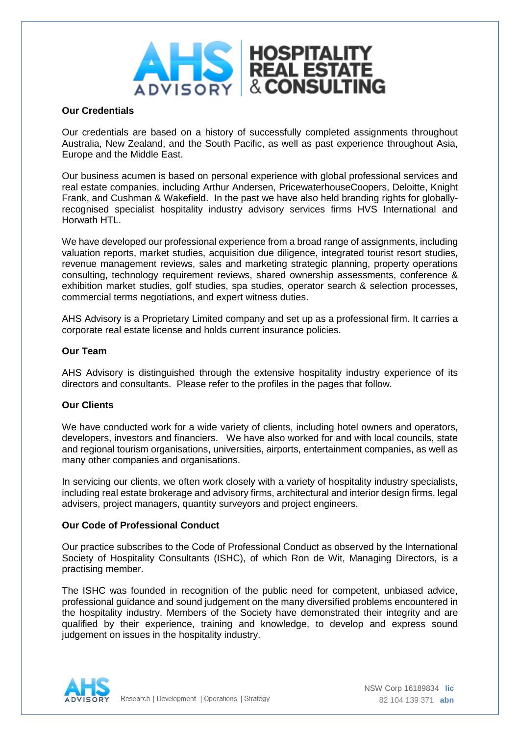## Our Credentials

Our credentials are based on a history of successfully completed assignments throughout Australia, New Zealand, and the South Pacific, as well as past experience throughout Asia, Europe and the Middle East.

Our business acumen is based on personal experience with global professional services and real estate companies, including Arthur Andersen, PricewaterhouseCoopers, Deloitte, Knight Frank, and Cushman & Wakefield. In the past we have also held branding rights for globally-recognised specialist hospitality industry advisory services firms HVS International and Horwath HTL.

We have developed our professional experience from a broad range of assignments, including valuation reports, market studies, acquisition due diligence, integrated tourist resort studies, revenue management reviews, sales and marketing strategic planning, property operations consulting, technology requirement reviews, shared ownership assessments, conference & exhibition market studies, golf studies, spa studies, operator search & selection processes, commercial terms negotiations, and expert witness duties.

AHS Advisory is a Proprietary Limited company and set up as a professional firm. It carries a corporate real estate license and holds current insurance policies.

## Our Team

AHS Advisory is distinguished through the extensive hospitality industry experience of its directors and consultants. Please refer to the profiles in the pages that follow.

## Our Clients

We have conducted work for a wide variety of clients, including hotel owners and operators, developers, investors and financiers. We have also worked for and with local councils, state and regional tourism organisations, universities, airports, entertainment companies, as well as many other companies and organisations.

In servicing our clients, we often work closely with a variety of hospitality industry specialists, including real estate brokerage and advisory firms, architectural and interior design firms, legal advisers, project managers, quantity surveyors and project engineers.

## Our Code of Professional Conduct

Our practice subscribes to the Code of Professional Conduct as observed by the International Society of Hospitality Consultants (ISHC), of which Ron de Wit, Managing Directors, is a practising member.

The ISHC was founded in recognition of the public need for competent, unbiased advice, professional guidance and sound judgement on the many diversified problems encountered in the hospitality industry. Members of the Society have demonstrated their integrity and are qualified by their experience, training and knowledge, to develop and express sound judgement on issues in the hospitality industry.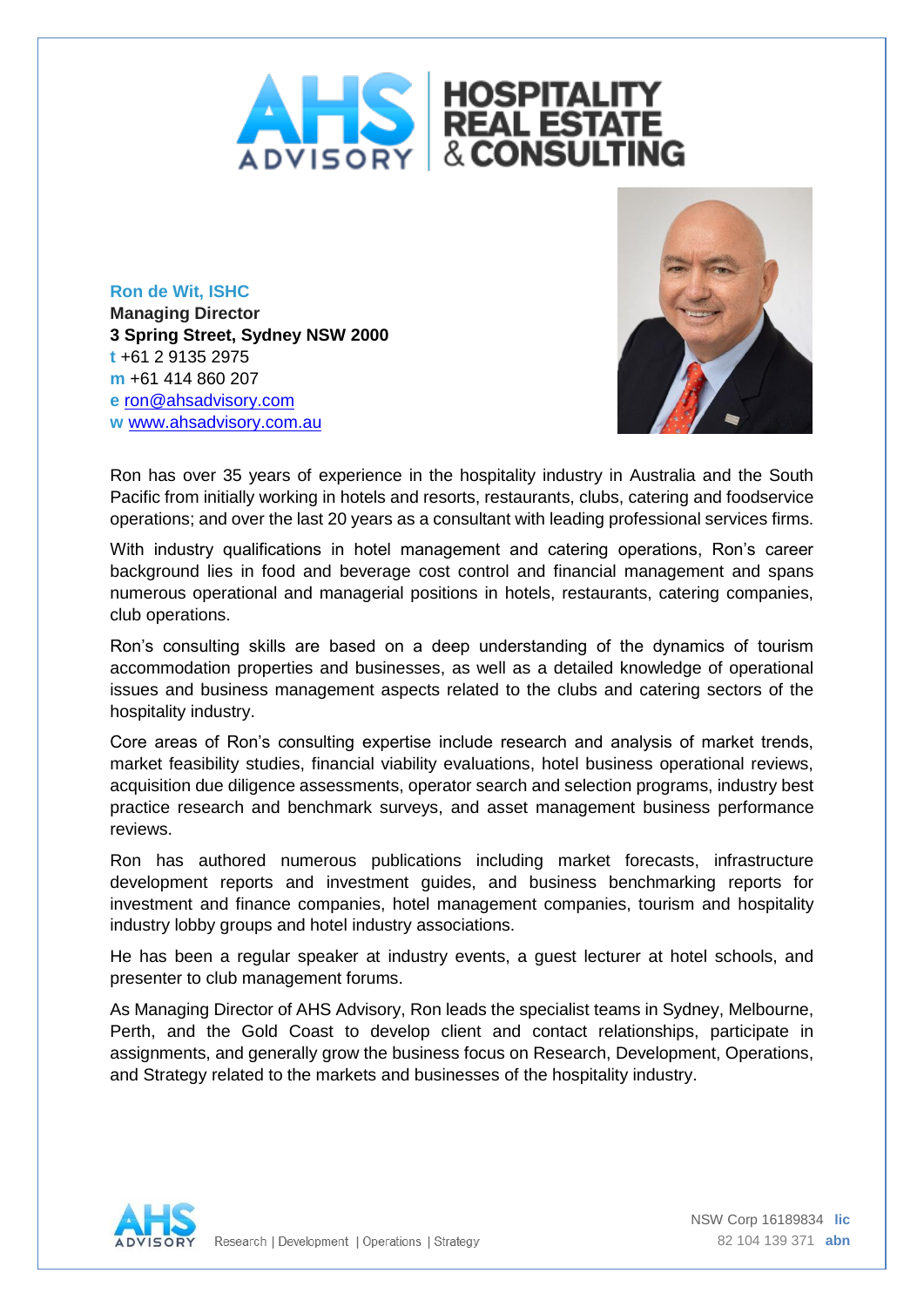**Ron de Wit, ISHC**
**Managing Director**
**3 Spring Street, Sydney NSW 2000**
t +61 2 9135 2975
m +61 414 860 207
e ron@ahsadvisory.com
w www.ahsadvisory.com.au

Ron has over 35 years of experience in the hospitality industry in Australia and the South Pacific from initially working in hotels and resorts, restaurants, clubs, catering and foodservice operations; and over the last 20 years as a consultant with leading professional services firms.

With industry qualifications in hotel management and catering operations, Ron's career background lies in food and beverage cost control and financial management and spans numerous operational and managerial positions in hotels, restaurants, catering companies, club operations.

Ron's consulting skills are based on a deep understanding of the dynamics of tourism accommodation properties and businesses, as well as a detailed knowledge of operational issues and business management aspects related to the clubs and catering sectors of the hospitality industry.

Core areas of Ron's consulting expertise include research and analysis of market trends, market feasibility studies, financial viability evaluations, hotel business operational reviews, acquisition due diligence assessments, operator search and selection programs, industry best practice research and benchmark surveys, and asset management business performance reviews.

Ron has authored numerous publications including market forecasts, infrastructure development reports and investment guides, and business benchmarking reports for investment and finance companies, hotel management companies, tourism and hospitality industry lobby groups and hotel industry associations.

He has been a regular speaker at industry events, a guest lecturer at hotel schools, and presenter to club management forums.

As Managing Director of AHS Advisory, Ron leads the specialist teams in Sydney, Melbourne, Perth, and the Gold Coast to develop client and contact relationships, participate in assignments, and generally grow the business focus on Research, Development, Operations, and Strategy related to the markets and businesses of the hospitality industry.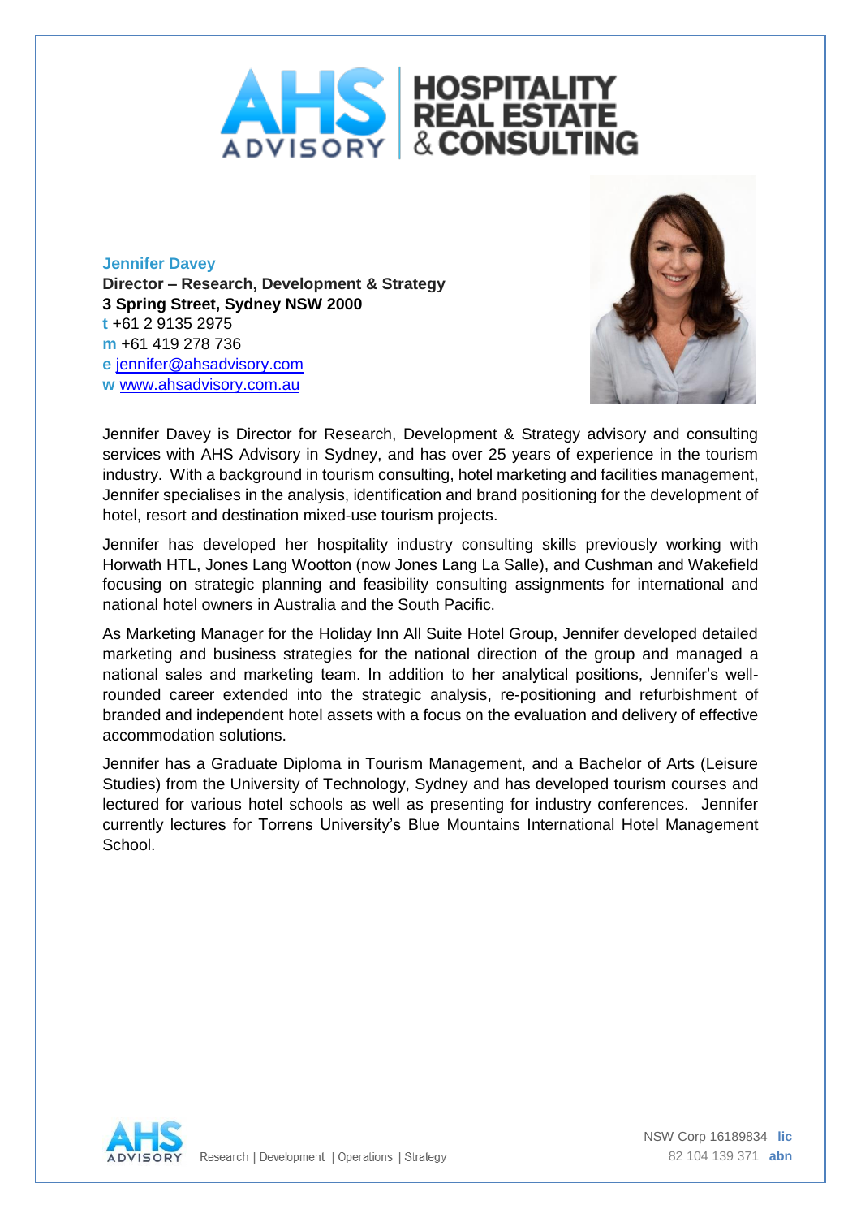**Jennifer Davey**
**Director – Research, Development & Strategy**
**3 Spring Street, Sydney NSW 2000**
**t** +61 2 9135 2975
**m** +61 419 278 736
**e** jennifer@ahsadvisory.com
**w** www.ahsadvisory.com.au

Jennifer Davey is Director for Research, Development & Strategy advisory and consulting services with AHS Advisory in Sydney, and has over 25 years of experience in the tourism industry. With a background in tourism consulting, hotel marketing and facilities management, Jennifer specialises in the analysis, identification and brand positioning for the development of hotel, resort and destination mixed-use tourism projects.

Jennifer has developed her hospitality industry consulting skills previously working with Horwath HTL, Jones Lang Wootton (now Jones Lang La Salle), and Cushman and Wakefield focusing on strategic planning and feasibility consulting assignments for international and national hotel owners in Australia and the South Pacific.

As Marketing Manager for the Holiday Inn All Suite Hotel Group, Jennifer developed detailed marketing and business strategies for the national direction of the group and managed a national sales and marketing team. In addition to her analytical positions, Jennifer's well-rounded career extended into the strategic analysis, re-positioning and refurbishment of branded and independent hotel assets with a focus on the evaluation and delivery of effective accommodation solutions.

Jennifer has a Graduate Diploma in Tourism Management, and a Bachelor of Arts (Leisure Studies) from the University of Technology, Sydney and has developed tourism courses and lectured for various hotel schools as well as presenting for industry conferences. Jennifer currently lectures for Torrens University's Blue Mountains International Hotel Management School.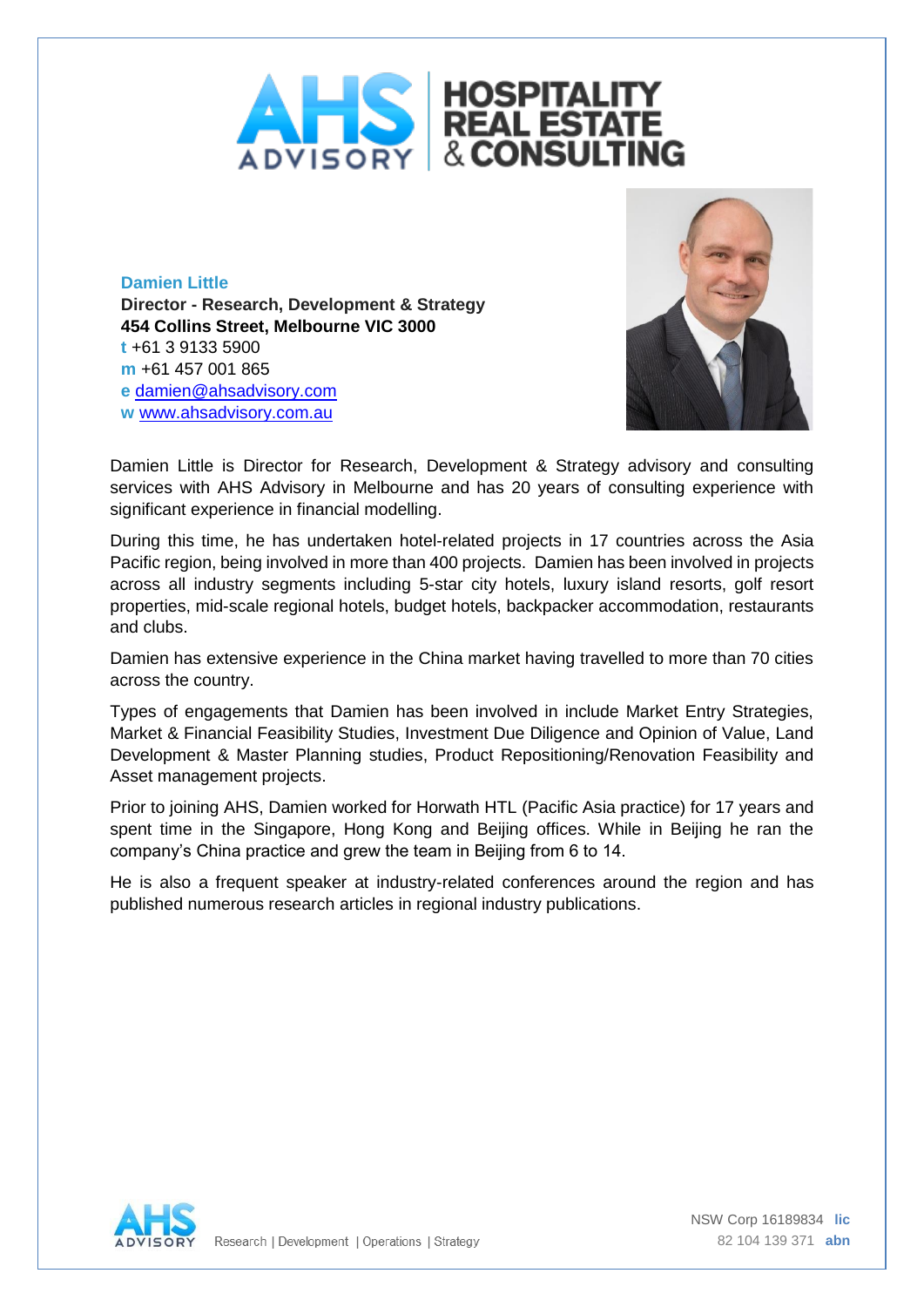**Damien Little**
**Director - Research, Development & Strategy**
**454 Collins Street, Melbourne VIC 3000**
**t** +61 3 9133 5900
**m** +61 457 001 865
**e** damien@ahsadvisory.com
**w** www.ahsadvisory.com.au

Damien Little is Director for Research, Development & Strategy advisory and consulting services with AHS Advisory in Melbourne and has 20 years of consulting experience with significant experience in financial modelling.

During this time, he has undertaken hotel-related projects in 17 countries across the Asia Pacific region, being involved in more than 400 projects. Damien has been involved in projects across all industry segments including 5-star city hotels, luxury island resorts, golf resort properties, mid-scale regional hotels, budget hotels, backpacker accommodation, restaurants and clubs.

Damien has extensive experience in the China market having travelled to more than 70 cities across the country.

Types of engagements that Damien has been involved in include Market Entry Strategies, Market & Financial Feasibility Studies, Investment Due Diligence and Opinion of Value, Land Development & Master Planning studies, Product Repositioning/Renovation Feasibility and Asset management projects.

Prior to joining AHS, Damien worked for Horwath HTL (Pacific Asia practice) for 17 years and spent time in the Singapore, Hong Kong and Beijing offices. While in Beijing he ran the company's China practice and grew the team in Beijing from 6 to 14.

He is also a frequent speaker at industry-related conferences around the region and has published numerous research articles in regional industry publications.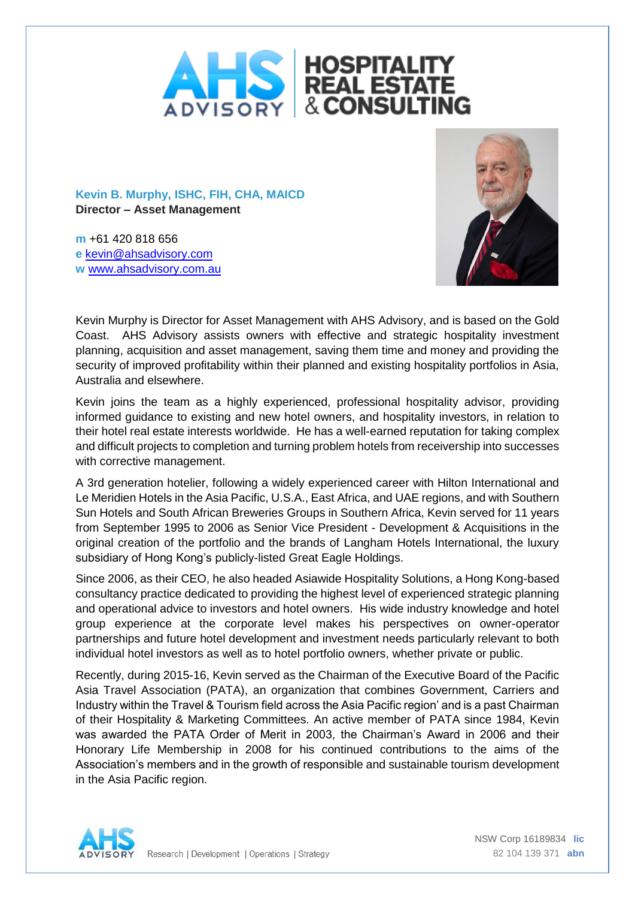**Kevin B. Murphy, ISHC, FIH, CHA, MAICD**
**Director – Asset Management**

**m** +61 420 818 656
**e** kevin@ahsadvisory.com
**w** www.ahsadvisory.com.au

Kevin Murphy is Director for Asset Management with AHS Advisory, and is based on the Gold Coast. AHS Advisory assists owners with effective and strategic hospitality investment planning, acquisition and asset management, saving them time and money and providing the security of improved profitability within their planned and existing hospitality portfolios in Asia, Australia and elsewhere.

Kevin joins the team as a highly experienced, professional hospitality advisor, providing informed guidance to existing and new hotel owners, and hospitality investors, in relation to their hotel real estate interests worldwide. He has a well-earned reputation for taking complex and difficult projects to completion and turning problem hotels from receivership into successes with corrective management.

A 3rd generation hotelier, following a widely experienced career with Hilton International and Le Meridien Hotels in the Asia Pacific, U.S.A., East Africa, and UAE regions, and with Southern Sun Hotels and South African Breweries Groups in Southern Africa, Kevin served for 11 years from September 1995 to 2006 as Senior Vice President - Development & Acquisitions in the original creation of the portfolio and the brands of Langham Hotels International, the luxury subsidiary of Hong Kong's publicly-listed Great Eagle Holdings.

Since 2006, as their CEO, he also headed Asiawide Hospitality Solutions, a Hong Kong-based consultancy practice dedicated to providing the highest level of experienced strategic planning and operational advice to investors and hotel owners. His wide industry knowledge and hotel group experience at the corporate level makes his perspectives on owner-operator partnerships and future hotel development and investment needs particularly relevant to both individual hotel investors as well as to hotel portfolio owners, whether private or public.

Recently, during 2015-16, Kevin served as the Chairman of the Executive Board of the Pacific Asia Travel Association (PATA), an organization that combines Government, Carriers and Industry within the Travel & Tourism field across the Asia Pacific region' and is a past Chairman of their Hospitality & Marketing Committees. An active member of PATA since 1984, Kevin was awarded the PATA Order of Merit in 2003, the Chairman's Award in 2006 and their Honorary Life Membership in 2008 for his continued contributions to the aims of the Association's members and in the growth of responsible and sustainable tourism development in the Asia Pacific region.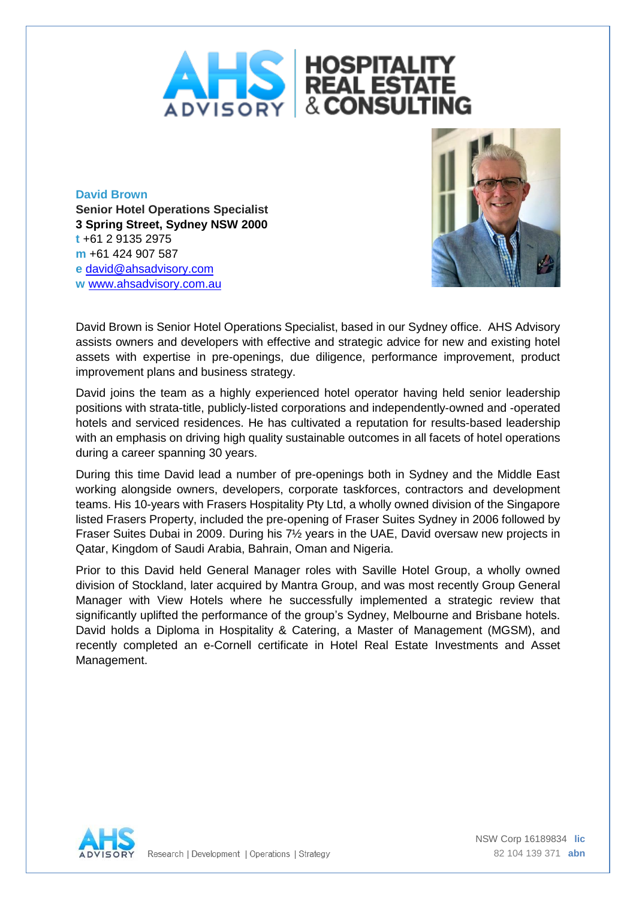**AHS ADVISORY | HOSPITALITY REAL ESTATE & CONSULTING**

**David Brown**
**Senior Hotel Operations Specialist**
**3 Spring Street, Sydney NSW 2000**
**t** +61 2 9135 2975
**m** +61 424 907 587
**e** david@ahsadvisory.com
**w** www.ahsadvisory.com.au

David Brown is Senior Hotel Operations Specialist, based in our Sydney office. AHS Advisory assists owners and developers with effective and strategic advice for new and existing hotel assets with expertise in pre-openings, due diligence, performance improvement, product improvement plans and business strategy.

David joins the team as a highly experienced hotel operator having held senior leadership positions with strata-title, publicly-listed corporations and independently-owned and -operated hotels and serviced residences. He has cultivated a reputation for results-based leadership with an emphasis on driving high quality sustainable outcomes in all facets of hotel operations during a career spanning 30 years.

During this time David lead a number of pre-openings both in Sydney and the Middle East working alongside owners, developers, corporate taskforces, contractors and development teams. His 10-years with Frasers Hospitality Pty Ltd, a wholly owned division of the Singapore listed Frasers Property, included the pre-opening of Fraser Suites Sydney in 2006 followed by Fraser Suites Dubai in 2009. During his 7½ years in the UAE, David oversaw new projects in Qatar, Kingdom of Saudi Arabia, Bahrain, Oman and Nigeria.

Prior to this David held General Manager roles with Saville Hotel Group, a wholly owned division of Stockland, later acquired by Mantra Group, and was most recently Group General Manager with View Hotels where he successfully implemented a strategic review that significantly uplifted the performance of the group's Sydney, Melbourne and Brisbane hotels. David holds a Diploma in Hospitality & Catering, a Master of Management (MGSM), and recently completed an e-Cornell certificate in Hotel Real Estate Investments and Asset Management.

Research | Development | Operations | Strategy

NSW Corp 16189834 **lic**
82 104 139 371 **abn**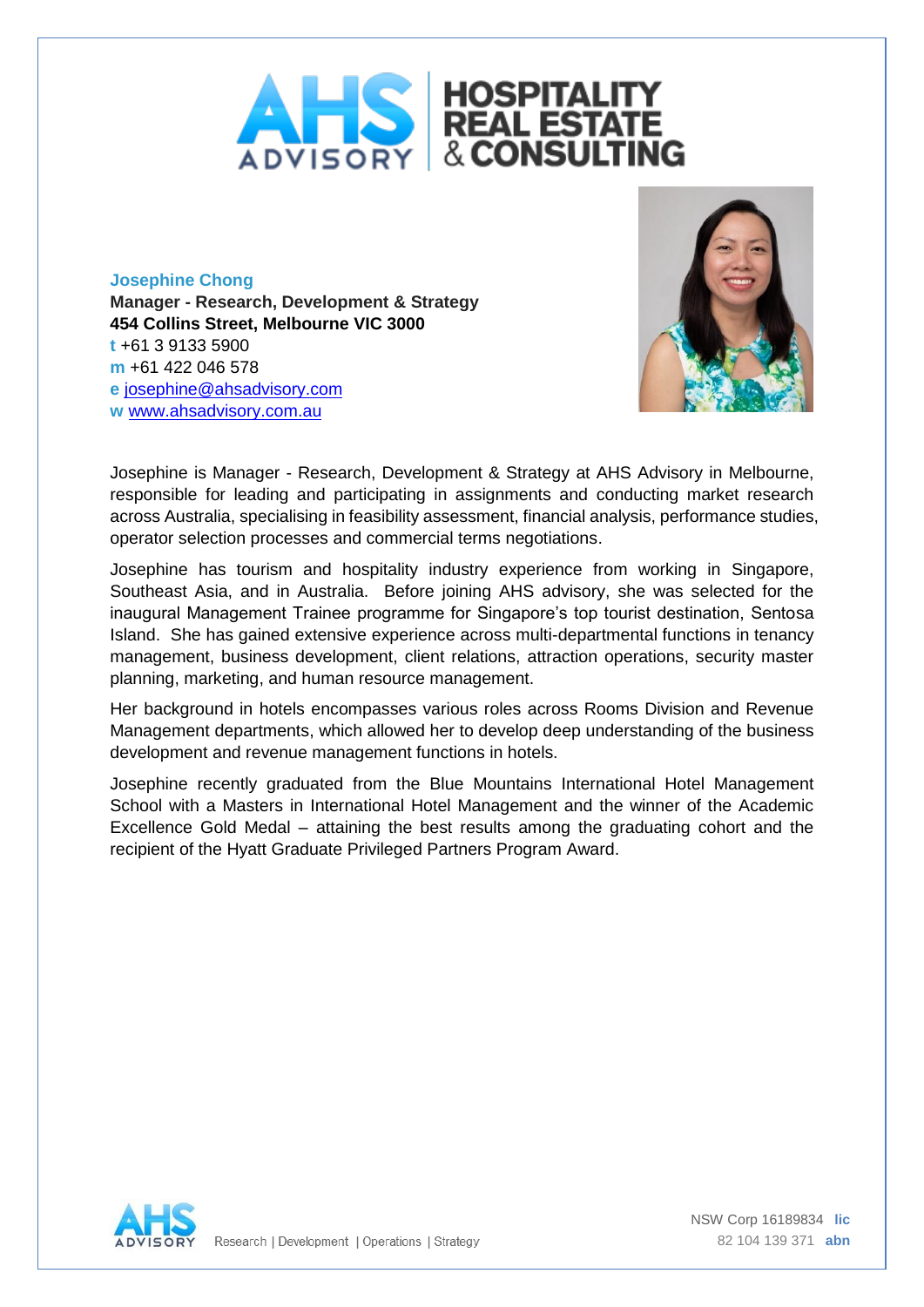**Josephine Chong**
**Manager - Research, Development & Strategy**
**454 Collins Street, Melbourne VIC 3000**
**t** +61 3 9133 5900
**m** +61 422 046 578
**e** josephine@ahsadvisory.com
**w** www.ahsadvisory.com.au

Josephine is Manager - Research, Development & Strategy at AHS Advisory in Melbourne, responsible for leading and participating in assignments and conducting market research across Australia, specialising in feasibility assessment, financial analysis, performance studies, operator selection processes and commercial terms negotiations.

Josephine has tourism and hospitality industry experience from working in Singapore, Southeast Asia, and in Australia. Before joining AHS advisory, she was selected for the inaugural Management Trainee programme for Singapore's top tourist destination, Sentosa Island. She has gained extensive experience across multi-departmental functions in tenancy management, business development, client relations, attraction operations, security master planning, marketing, and human resource management.

Her background in hotels encompasses various roles across Rooms Division and Revenue Management departments, which allowed her to develop deep understanding of the business development and revenue management functions in hotels.

Josephine recently graduated from the Blue Mountains International Hotel Management School with a Masters in International Hotel Management and the winner of the Academic Excellence Gold Medal – attaining the best results among the graduating cohort and the recipient of the Hyatt Graduate Privileged Partners Program Award.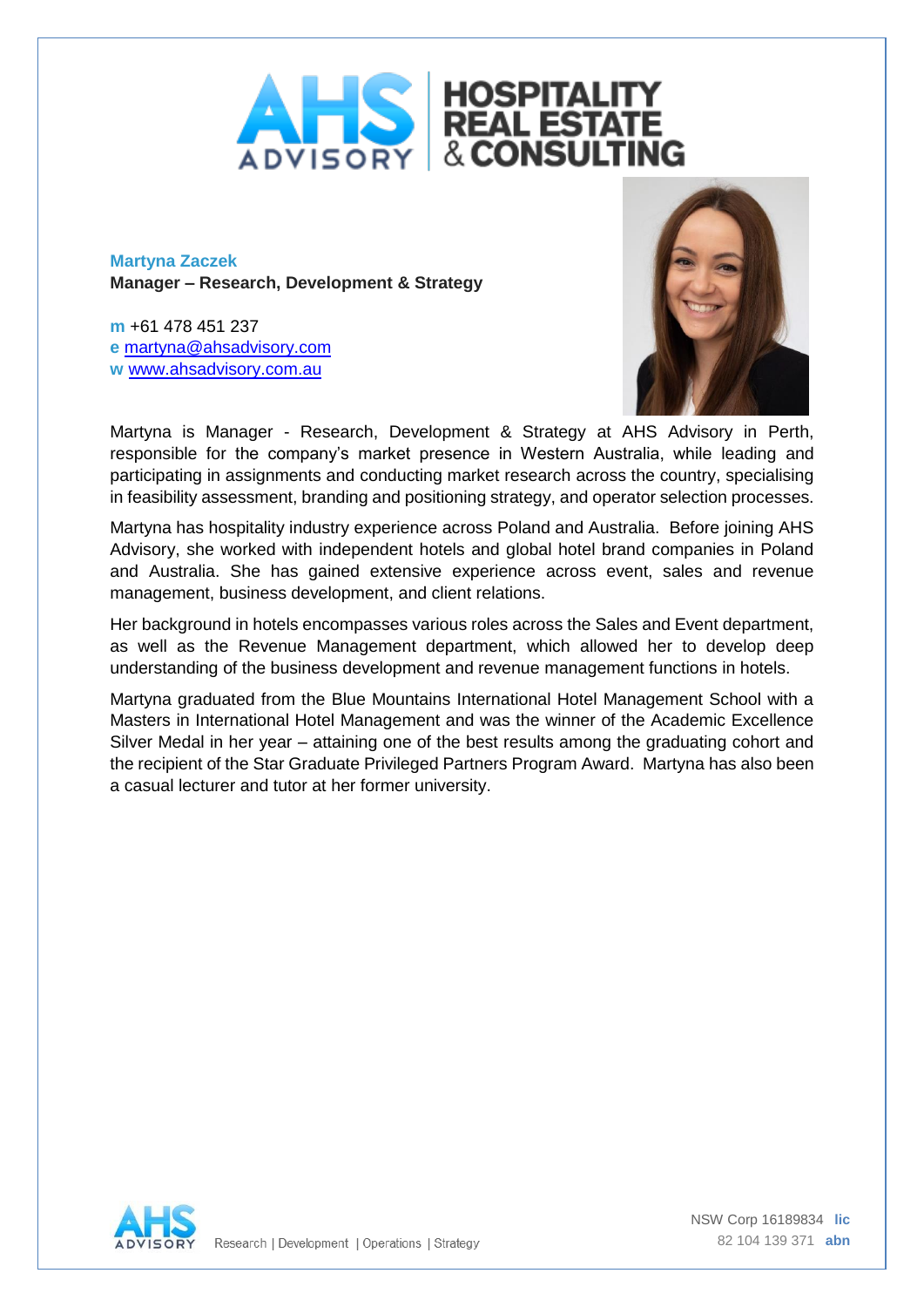**Martyna Zaczek**
**Manager – Research, Development & Strategy**

**m** +61 478 451 237
**e** martyna@ahsadvisory.com
**w** www.ahsadvisory.com.au

Martyna is Manager - Research, Development & Strategy at AHS Advisory in Perth, responsible for the company's market presence in Western Australia, while leading and participating in assignments and conducting market research across the country, specialising in feasibility assessment, branding and positioning strategy, and operator selection processes.

Martyna has hospitality industry experience across Poland and Australia. Before joining AHS Advisory, she worked with independent hotels and global hotel brand companies in Poland and Australia. She has gained extensive experience across event, sales and revenue management, business development, and client relations.

Her background in hotels encompasses various roles across the Sales and Event department, as well as the Revenue Management department, which allowed her to develop deep understanding of the business development and revenue management functions in hotels.

Martyna graduated from the Blue Mountains International Hotel Management School with a Masters in International Hotel Management and was the winner of the Academic Excellence Silver Medal in her year – attaining one of the best results among the graduating cohort and the recipient of the Star Graduate Privileged Partners Program Award. Martyna has also been a casual lecturer and tutor at her former university.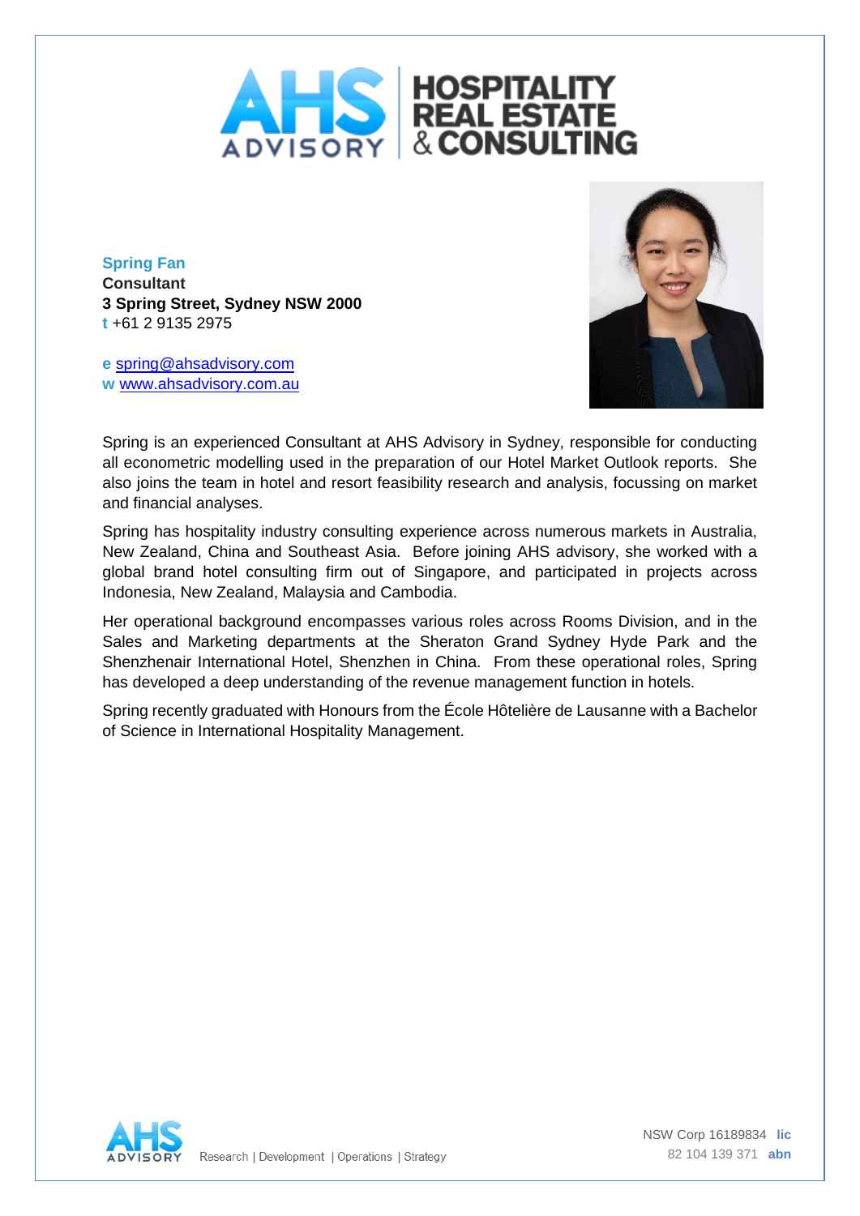**Spring Fan**
**Consultant**
**3 Spring Street, Sydney NSW 2000**
**t** +61 2 9135 2975

**e** spring@ahsadvisory.com
**w** www.ahsadvisory.com.au

Spring is an experienced Consultant at AHS Advisory in Sydney, responsible for conducting all econometric modelling used in the preparation of our Hotel Market Outlook reports. She also joins the team in hotel and resort feasibility research and analysis, focussing on market and financial analyses.

Spring has hospitality industry consulting experience across numerous markets in Australia, New Zealand, China and Southeast Asia. Before joining AHS advisory, she worked with a global brand hotel consulting firm out of Singapore, and participated in projects across Indonesia, New Zealand, Malaysia and Cambodia.

Her operational background encompasses various roles across Rooms Division, and in the Sales and Marketing departments at the Sheraton Grand Sydney Hyde Park and the Shenzhenair International Hotel, Shenzhen in China. From these operational roles, Spring has developed a deep understanding of the revenue management function in hotels.

Spring recently graduated with Honours from the École Hôtelière de Lausanne with a Bachelor of Science in International Hospitality Management.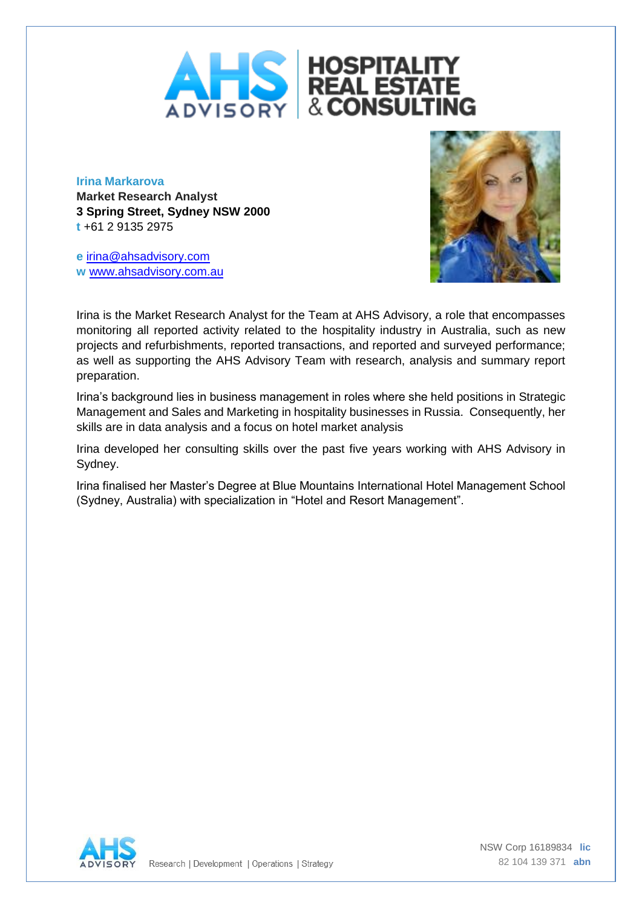**Irina Markarova**
**Market Research Analyst**
**3 Spring Street, Sydney NSW 2000**
t +61 2 9135 2975

e irina@ahsadvisory.com
w www.ahsadvisory.com.au

Irina is the Market Research Analyst for the Team at AHS Advisory, a role that encompasses monitoring all reported activity related to the hospitality industry in Australia, such as new projects and refurbishments, reported transactions, and reported and surveyed performance; as well as supporting the AHS Advisory Team with research, analysis and summary report preparation.

Irina's background lies in business management in roles where she held positions in Strategic Management and Sales and Marketing in hospitality businesses in Russia. Consequently, her skills are in data analysis and a focus on hotel market analysis

Irina developed her consulting skills over the past five years working with AHS Advisory in Sydney.

Irina finalised her Master's Degree at Blue Mountains International Hotel Management School (Sydney, Australia) with specialization in "Hotel and Resort Management".